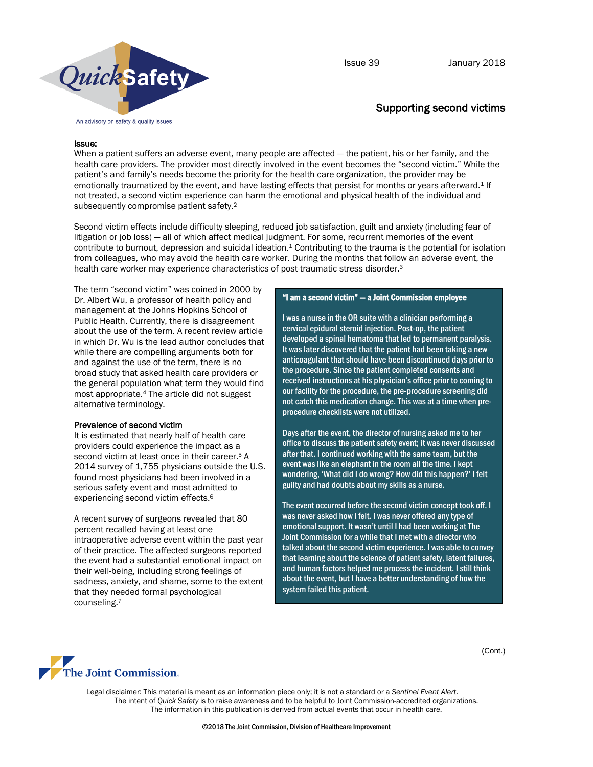# Supporting second victims

## Issue:

When a patient suffers an adverse event, many people are affected — the patient, his or her family, and the health care providers. The provider most directly involved in the event becomes the "second victim." While the patient's and family's needs become the priority for the health care organization, the provider may be emotionally traumatized by the event, and have lasting effects that persist for months or years afterward.[1] If not treated, a second victim experience can harm the emotional and physical health of the individual and subsequently compromise patient safety.[2]

Second victim effects include difficulty sleeping, reduced job satisfaction, guilt and anxiety (including fear of litigation or job loss) — all of which affect medical judgment. For some, recurrent memories of the event contribute to burnout, depression and suicidal ideation.[1] Contributing to the trauma is the potential for isolation from colleagues, who may avoid the health care worker. During the months that follow an adverse event, the health care worker may experience characteristics of post-traumatic stress disorder.[3]

The term "second victim" was coined in 2000 by Dr. Albert Wu, a professor of health policy and management at the Johns Hopkins School of Public Health. Currently, there is disagreement about the use of the term. A recent review article in which Dr. Wu is the lead author concludes that while there are compelling arguments both for and against the use of the term, there is no broad study that asked health care providers or the general population what term they would find most appropriate.[4] The article did not suggest alternative terminology.

### Prevalence of second victim

It is estimated that nearly half of health care providers could experience the impact as a second victim at least once in their career.[5] A 2014 survey of 1,755 physicians outside the U.S. found most physicians had been involved in a serious safety event and most admitted to experiencing second victim effects.[6]

A recent survey of surgeons revealed that 80 percent recalled having at least one intraoperative adverse event within the past year of their practice. The affected surgeons reported the event had a substantial emotional impact on their well-being, including strong feelings of sadness, anxiety, and shame, some to the extent that they needed formal psychological counseling.[7]

**"I am a second victim" — a Joint Commission employee**

I was a nurse in the OR suite with a clinician performing a cervical epidural steroid injection. Post-op, the patient developed a spinal hematoma that led to permanent paralysis. It was later discovered that the patient had been taking a new anticoagulant that should have been discontinued days prior to the procedure. Since the patient completed consents and received instructions at his physician's office prior to coming to our facility for the procedure, the pre-procedure screening did not catch this medication change. This was at a time when pre-procedure checklists were not utilized.

Days after the event, the director of nursing asked me to her office to discuss the patient safety event; it was never discussed after that. I continued working with the same team, but the event was like an elephant in the room all the time. I kept wondering, 'What did I do wrong? How did this happen?' I felt guilty and had doubts about my skills as a nurse.

The event occurred before the second victim concept took off. I was never asked how I felt. I was never offered any type of emotional support. It wasn't until I had been working at The Joint Commission for a while that I met with a director who talked about the second victim experience. I was able to convey that learning about the science of patient safety, latent failures, and human factors helped me process the incident. I still think about the event, but I have a better understanding of how the system failed this patient.

(Cont.)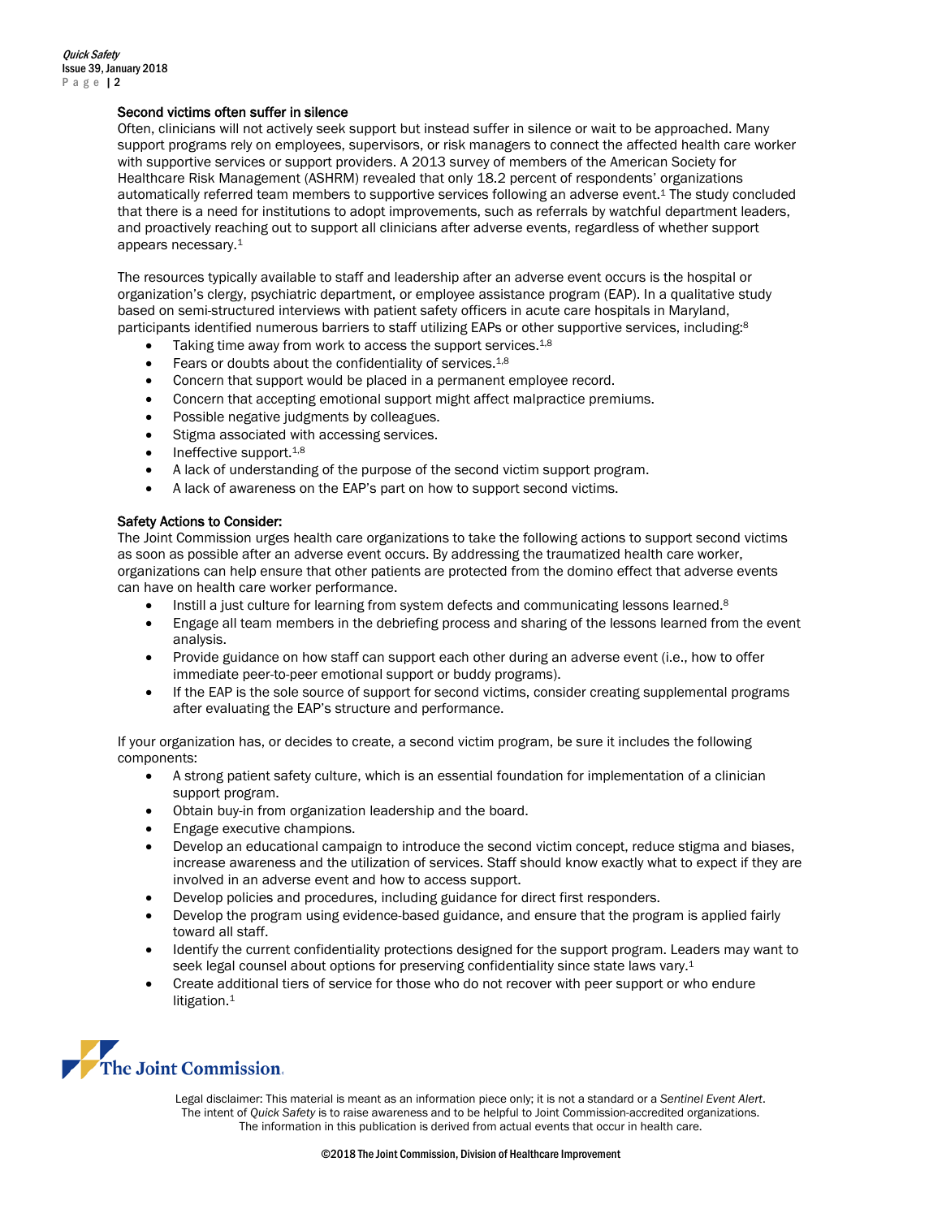### Second victims often suffer in silence

Often, clinicians will not actively seek support but instead suffer in silence or wait to be approached. Many support programs rely on employees, supervisors, or risk managers to connect the affected health care worker with supportive services or support providers. A 2013 survey of members of the American Society for Healthcare Risk Management (ASHRM) revealed that only 18.2 percent of respondents' organizations automatically referred team members to supportive services following an adverse event.[1] The study concluded that there is a need for institutions to adopt improvements, such as referrals by watchful department leaders, and proactively reaching out to support all clinicians after adverse events, regardless of whether support appears necessary.[1]

The resources typically available to staff and leadership after an adverse event occurs is the hospital or organization's clergy, psychiatric department, or employee assistance program (EAP). In a qualitative study based on semi-structured interviews with patient safety officers in acute care hospitals in Maryland, participants identified numerous barriers to staff utilizing EAPs or other supportive services, including:[8]

- Taking time away from work to access the support services.[1,8]
- Fears or doubts about the confidentiality of services.[1,8]
- Concern that support would be placed in a permanent employee record.
- Concern that accepting emotional support might affect malpractice premiums.
- Possible negative judgments by colleagues.
- Stigma associated with accessing services.
- Ineffective support.[1,8]
- A lack of understanding of the purpose of the second victim support program.
- A lack of awareness on the EAP's part on how to support second victims.

### Safety Actions to Consider:

The Joint Commission urges health care organizations to take the following actions to support second victims as soon as possible after an adverse event occurs. By addressing the traumatized health care worker, organizations can help ensure that other patients are protected from the domino effect that adverse events can have on health care worker performance.

- Instill a just culture for learning from system defects and communicating lessons learned.[8]
- Engage all team members in the debriefing process and sharing of the lessons learned from the event analysis.
- Provide guidance on how staff can support each other during an adverse event (i.e., how to offer immediate peer-to-peer emotional support or buddy programs).
- If the EAP is the sole source of support for second victims, consider creating supplemental programs after evaluating the EAP's structure and performance.

If your organization has, or decides to create, a second victim program, be sure it includes the following components:

- A strong patient safety culture, which is an essential foundation for implementation of a clinician support program.
- Obtain buy-in from organization leadership and the board.
- Engage executive champions.
- Develop an educational campaign to introduce the second victim concept, reduce stigma and biases, increase awareness and the utilization of services. Staff should know exactly what to expect if they are involved in an adverse event and how to access support.
- Develop policies and procedures, including guidance for direct first responders.
- Develop the program using evidence-based guidance, and ensure that the program is applied fairly toward all staff.
- Identify the current confidentiality protections designed for the support program. Leaders may want to seek legal counsel about options for preserving confidentiality since state laws vary.[1]
- Create additional tiers of service for those who do not recover with peer support or who endure litigation.[1]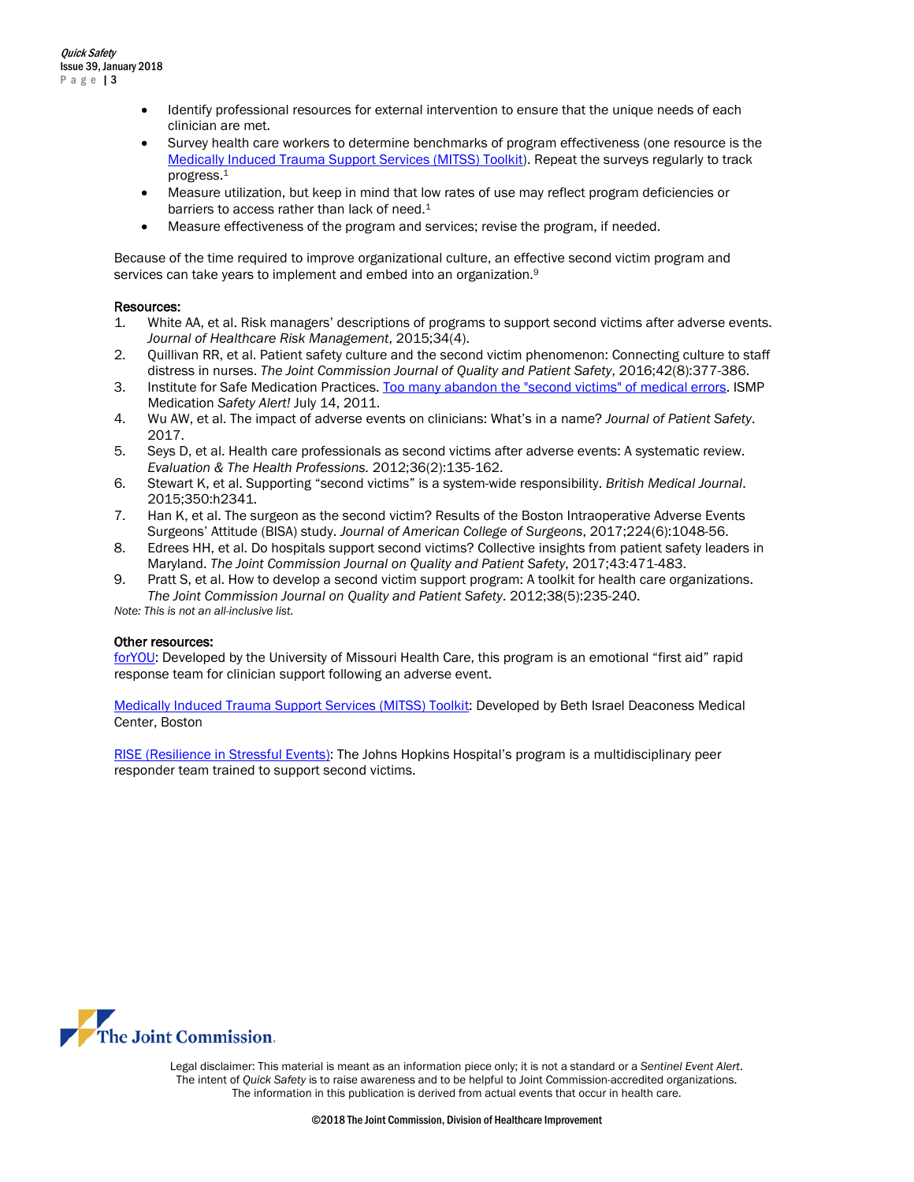- Identify professional resources for external intervention to ensure that the unique needs of each clinician are met.
- Survey health care workers to determine benchmarks of program effectiveness (one resource is the Medically Induced Trauma Support Services (MITSS) Toolkit). Repeat the surveys regularly to track progress.[1]
- Measure utilization, but keep in mind that low rates of use may reflect program deficiencies or barriers to access rather than lack of need.[1]
- Measure effectiveness of the program and services; revise the program, if needed.

Because of the time required to improve organizational culture, an effective second victim program and services can take years to implement and embed into an organization.[9]

**Resources:**

1. White AA, et al. Risk managers' descriptions of programs to support second victims after adverse events. *Journal of Healthcare Risk Management*, 2015;34(4).
2. Quillivan RR, et al. Patient safety culture and the second victim phenomenon: Connecting culture to staff distress in nurses. *The Joint Commission Journal of Quality and Patient Safety*, 2016;42(8):377-386.
3. Institute for Safe Medication Practices. Too many abandon the "second victims" of medical errors. ISMP Medication *Safety Alert!* July 14, 2011.
4. Wu AW, et al. The impact of adverse events on clinicians: What's in a name? *Journal of Patient Safety*. 2017.
5. Seys D, et al. Health care professionals as second victims after adverse events: A systematic review. *Evaluation & The Health Professions.* 2012;36(2):135-162.
6. Stewart K, et al. Supporting "second victims" is a system-wide responsibility. *British Medical Journal*. 2015;350:h2341.
7. Han K, et al. The surgeon as the second victim? Results of the Boston Intraoperative Adverse Events Surgeons' Attitude (BISA) study. *Journal of American College of Surgeons*, 2017;224(6):1048-56.
8. Edrees HH, et al. Do hospitals support second victims? Collective insights from patient safety leaders in Maryland. *The Joint Commission Journal on Quality and Patient Safety*, 2017;43:471-483.
9. Pratt S, et al. How to develop a second victim support program: A toolkit for health care organizations. *The Joint Commission Journal on Quality and Patient Safety*. 2012;38(5):235-240.

*Note: This is not an all-inclusive list.*

**Other resources:**

forYOU: Developed by the University of Missouri Health Care, this program is an emotional "first aid" rapid response team for clinician support following an adverse event.

Medically Induced Trauma Support Services (MITSS) Toolkit: Developed by Beth Israel Deaconess Medical Center, Boston

RISE (Resilience in Stressful Events): The Johns Hopkins Hospital's program is a multidisciplinary peer responder team trained to support second victims.

The Joint Commission

Legal disclaimer: This material is meant as an information piece only; it is not a standard or a *Sentinel Event Alert*. The intent of *Quick Safety* is to raise awareness and to be helpful to Joint Commission-accredited organizations. The information in this publication is derived from actual events that occur in health care.

©2018 The Joint Commission, Division of Healthcare Improvement